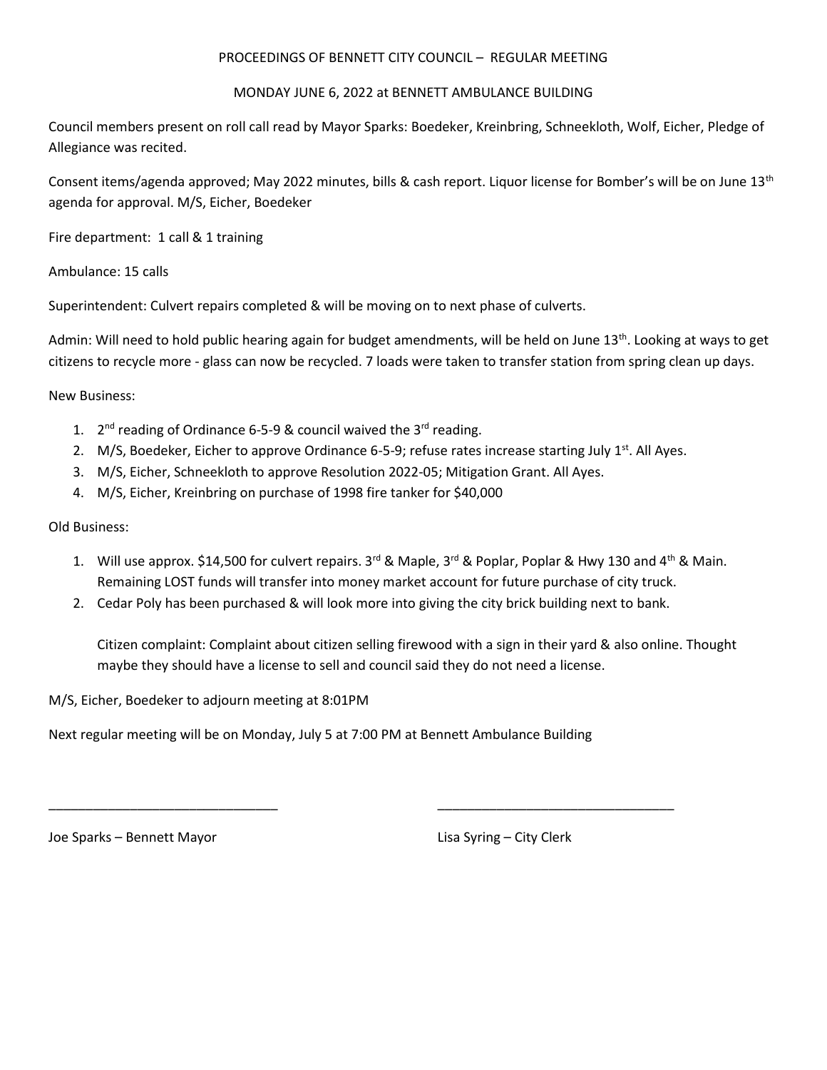PROCEEDINGS OF BENNETT CITY COUNCIL – REGULAR MEETING

MONDAY JUNE 6, 2022 at BENNETT AMBULANCE BUILDING

Council members present on roll call read by Mayor Sparks: Boedeker, Kreinbring, Schneekloth, Wolf, Eicher, Pledge of Allegiance was recited.

Consent items/agenda approved; May 2022 minutes, bills & cash report. Liquor license for Bomber's will be on June 13th agenda for approval. M/S, Eicher, Boedeker

Fire department: 1 call & 1 training

Ambulance: 15 calls

Superintendent: Culvert repairs completed & will be moving on to next phase of culverts.

Admin: Will need to hold public hearing again for budget amendments, will be held on June 13th. Looking at ways to get citizens to recycle more - glass can now be recycled. 7 loads were taken to transfer station from spring clean up days.

New Business:

1. 2nd reading of Ordinance 6-5-9 & council waived the 3rd reading.
2. M/S, Boedeker, Eicher to approve Ordinance 6-5-9; refuse rates increase starting July 1st. All Ayes.
3. M/S, Eicher, Schneekloth to approve Resolution 2022-05; Mitigation Grant. All Ayes.
4. M/S, Eicher, Kreinbring on purchase of 1998 fire tanker for $40,000

Old Business:

1. Will use approx. $14,500 for culvert repairs. 3rd & Maple, 3rd & Poplar, Poplar & Hwy 130 and 4th & Main. Remaining LOST funds will transfer into money market account for future purchase of city truck.
2. Cedar Poly has been purchased & will look more into giving the city brick building next to bank.

   Citizen complaint: Complaint about citizen selling firewood with a sign in their yard & also online. Thought maybe they should have a license to sell and council said they do not need a license.

M/S, Eicher, Boedeker to adjourn meeting at 8:01PM

Next regular meeting will be on Monday, July 5 at 7:00 PM at Bennett Ambulance Building

_______________________________ _______________________________

Joe Sparks – Bennett Mayor Lisa Syring – City Clerk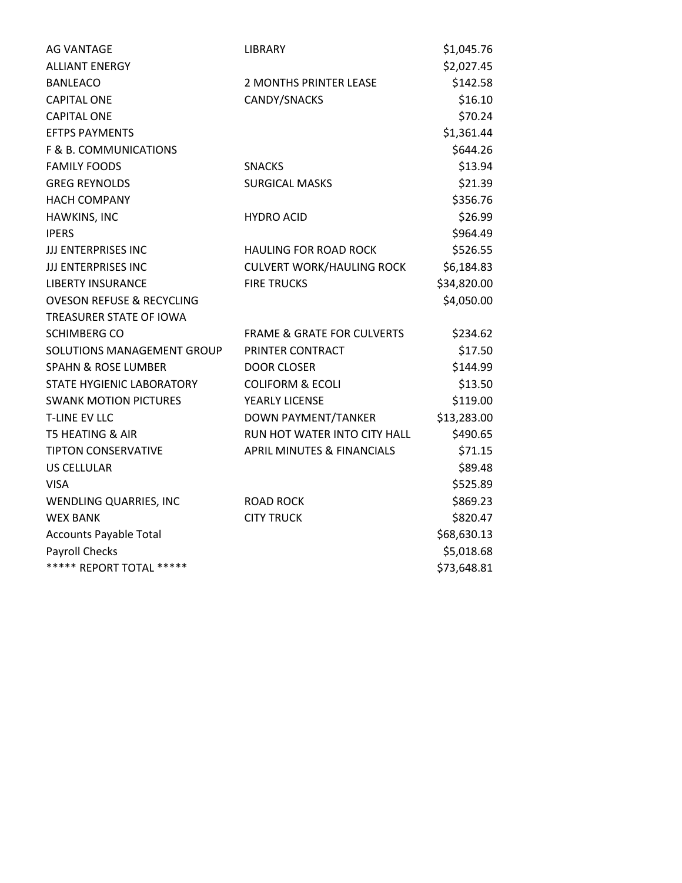| | | |
|---|---|---|
| AG VANTAGE | LIBRARY | $1,045.76 |
| ALLIANT ENERGY | | $2,027.45 |
| BANLEACO | 2 MONTHS PRINTER LEASE | $142.58 |
| CAPITAL ONE | CANDY/SNACKS | $16.10 |
| CAPITAL ONE | | $70.24 |
| EFTPS PAYMENTS | | $1,361.44 |
| F & B. COMMUNICATIONS | | $644.26 |
| FAMILY FOODS | SNACKS | $13.94 |
| GREG REYNOLDS | SURGICAL MASKS | $21.39 |
| HACH COMPANY | | $356.76 |
| HAWKINS, INC | HYDRO ACID | $26.99 |
| IPERS | | $964.49 |
| JJJ ENTERPRISES INC | HAULING FOR ROAD ROCK | $526.55 |
| JJJ ENTERPRISES INC | CULVERT WORK/HAULING ROCK | $6,184.83 |
| LIBERTY INSURANCE | FIRE TRUCKS | $34,820.00 |
| OVESON REFUSE & RECYCLING | | $4,050.00 |
| TREASURER STATE OF IOWA | | |
| SCHIMBERG CO | FRAME & GRATE FOR CULVERTS | $234.62 |
| SOLUTIONS MANAGEMENT GROUP | PRINTER CONTRACT | $17.50 |
| SPAHN & ROSE LUMBER | DOOR CLOSER | $144.99 |
| STATE HYGIENIC LABORATORY | COLIFORM & ECOLI | $13.50 |
| SWANK MOTION PICTURES | YEARLY LICENSE | $119.00 |
| T-LINE EV LLC | DOWN PAYMENT/TANKER | $13,283.00 |
| T5 HEATING & AIR | RUN HOT WATER INTO CITY HALL | $490.65 |
| TIPTON CONSERVATIVE | APRIL MINUTES & FINANCIALS | $71.15 |
| US CELLULAR | | $89.48 |
| VISA | | $525.89 |
| WENDLING QUARRIES, INC | ROAD ROCK | $869.23 |
| WEX BANK | CITY TRUCK | $820.47 |
| Accounts Payable Total | | $68,630.13 |
| Payroll Checks | | $5,018.68 |
| ***** REPORT TOTAL ***** | | $73,648.81 |